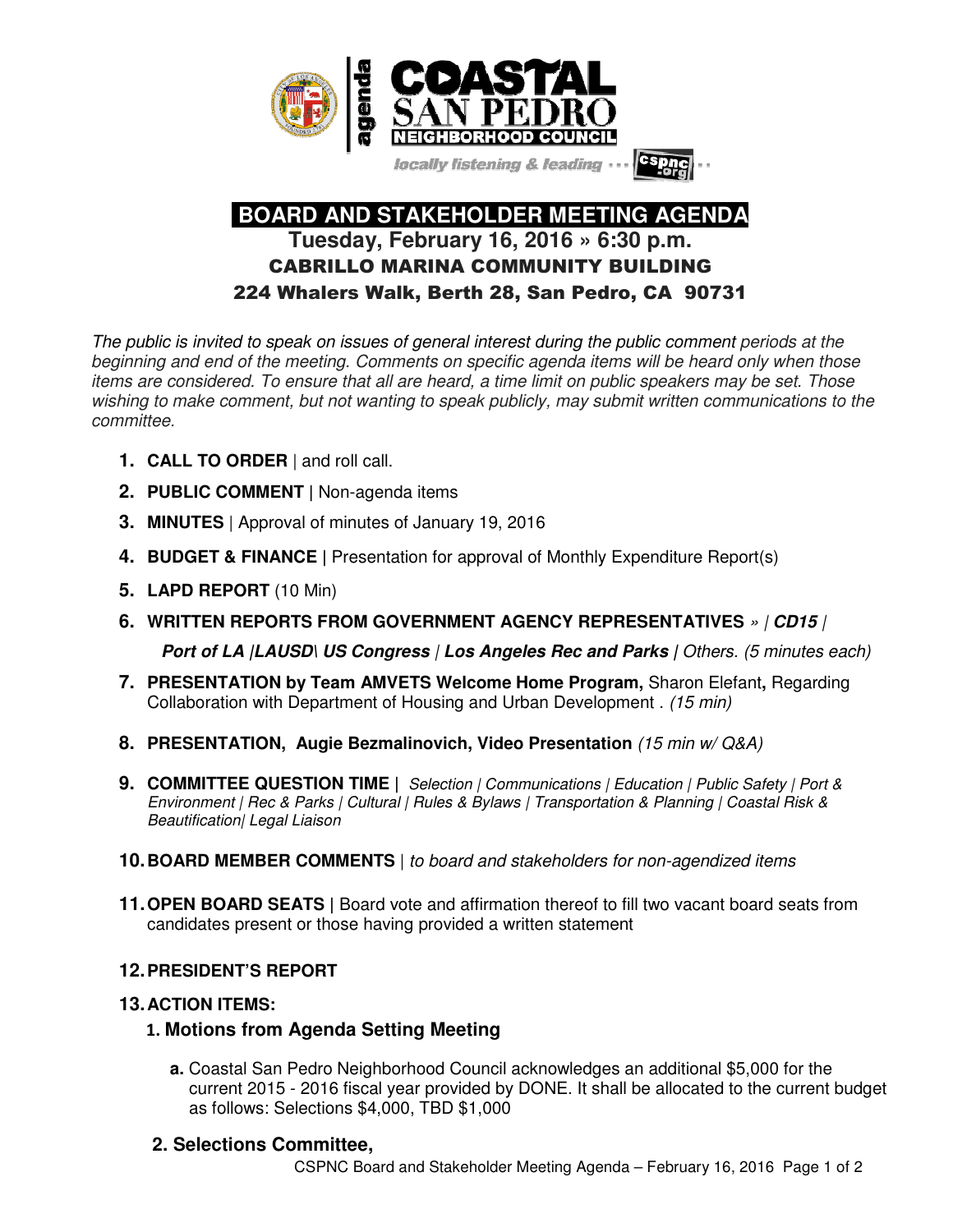# COASTAL SAN PEDRO NEIGHBORHOOD COUNCIL

agenda

*locally listening & leading* ··· cspnc.org

## BOARD AND STAKEHOLDER MEETING AGENDA

### Tuesday, February 16, 2016 » 6:30 p.m.

### CABRILLO MARINA COMMUNITY BUILDING

### 224 Whalers Walk, Berth 28, San Pedro, CA 90731

*The public is invited to speak on issues of general interest during the public comment periods at the beginning and end of the meeting. Comments on specific agenda items will be heard only when those items are considered. To ensure that all are heard, a time limit on public speakers may be set. Those wishing to make comment, but not wanting to speak publicly, may submit written communications to the committee.*

1. **CALL TO ORDER** | and roll call.
2. **PUBLIC COMMENT** | Non-agenda items
3. **MINUTES** | Approval of minutes of January 19, 2016
4. **BUDGET & FINANCE** | Presentation for approval of Monthly Expenditure Report(s)
5. **LAPD REPORT** (10 Min)
6. **WRITTEN REPORTS FROM GOVERNMENT AGENCY REPRESENTATIVES** *» | **CD15** | **Port of LA** |**LAUSD\ US Congress** | **Los Angeles Rec and Parks** | Others. (5 minutes each)*
7. **PRESENTATION by Team AMVETS Welcome Home Program,** Sharon Elefant**,** Regarding Collaboration with Department of Housing and Urban Development . *(15 min)*
8. **PRESENTATION, Augie Bezmalinovich, Video Presentation** *(15 min w/ Q&A)*
9. **COMMITTEE QUESTION TIME |** *Selection | Communications | Education | Public Safety | Port & Environment | Rec & Parks | Cultural | Rules & Bylaws | Transportation & Planning | Coastal Risk & Beautification| Legal Liaison*
10. **BOARD MEMBER COMMENTS** | *to board and stakeholders for non-agendized items*
11. **OPEN BOARD SEATS** | Board vote and affirmation thereof to fill two vacant board seats from candidates present or those having provided a written statement
12. **PRESIDENT'S REPORT**
13. **ACTION ITEMS:**
    1. **Motions from Agenda Setting Meeting**
        - **a.** Coastal San Pedro Neighborhood Council acknowledges an additional $5,000 for the current 2015 - 2016 fiscal year provided by DONE. It shall be allocated to the current budget as follows: Selections $4,000, TBD $1,000
    2. **Selections Committee,**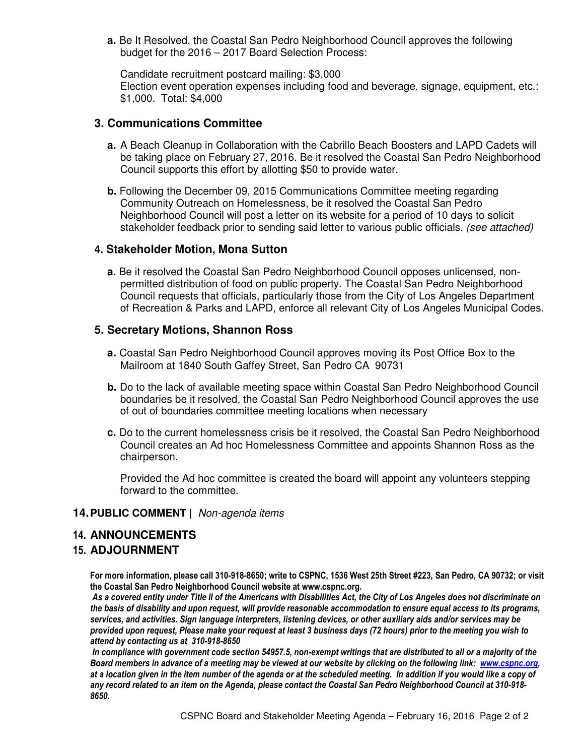**a.** Be It Resolved, the Coastal San Pedro Neighborhood Council approves the following budget for the 2016 – 2017 Board Selection Process:

Candidate recruitment postcard mailing: $3,000
Election event operation expenses including food and beverage, signage, equipment, etc.: $1,000. Total: $4,000

### 3. Communications Committee

**a.** A Beach Cleanup in Collaboration with the Cabrillo Beach Boosters and LAPD Cadets will be taking place on February 27, 2016. Be it resolved the Coastal San Pedro Neighborhood Council supports this effort by allotting $50 to provide water.

**b.** Following the December 09, 2015 Communications Committee meeting regarding Community Outreach on Homelessness, be it resolved the Coastal San Pedro Neighborhood Council will post a letter on its website for a period of 10 days to solicit stakeholder feedback prior to sending said letter to various public officials. *(see attached)*

### 4. Stakeholder Motion, Mona Sutton

**a.** Be it resolved the Coastal San Pedro Neighborhood Council opposes unlicensed, non-permitted distribution of food on public property. The Coastal San Pedro Neighborhood Council requests that officials, particularly those from the City of Los Angeles Department of Recreation & Parks and LAPD, enforce all relevant City of Los Angeles Municipal Codes.

### 5. Secretary Motions, Shannon Ross

**a.** Coastal San Pedro Neighborhood Council approves moving its Post Office Box to the Mailroom at 1840 South Gaffey Street, San Pedro CA 90731

**b.** Do to the lack of available meeting space within Coastal San Pedro Neighborhood Council boundaries be it resolved, the Coastal San Pedro Neighborhood Council approves the use of out of boundaries committee meeting locations when necessary

**c.** Do to the current homelessness crisis be it resolved, the Coastal San Pedro Neighborhood Council creates an Ad hoc Homelessness Committee and appoints Shannon Ross as the chairperson.

Provided the Ad hoc committee is created the board will appoint any volunteers stepping forward to the committee.

## 14. PUBLIC COMMENT | *Non-agenda items*

## 14. ANNOUNCEMENTS

## 15. ADJOURNMENT

**For more information, please call 310-918-8650; write to CSPNC, 1536 West 25th Street #223, San Pedro, CA 90732; or visit the Coastal San Pedro Neighborhood Council website at www.cspnc.org.**

***As a covered entity under Title II of the Americans with Disabilities Act, the City of Los Angeles does not discriminate on the basis of disability and upon request, will provide reasonable accommodation to ensure equal access to its programs, services, and activities. Sign language interpreters, listening devices, or other auxiliary aids and/or services may be provided upon request, Please make your request at least 3 business days (72 hours) prior to the meeting you wish to attend by contacting us at 310-918-8650***

***In compliance with government code section 54957.5, non-exempt writings that are distributed to all or a majority of the Board members in advance of a meeting may be viewed at our website by clicking on the following link: www.cspnc.org, at a location given in the item number of the agenda or at the scheduled meeting. In addition if you would like a copy of any record related to an item on the Agenda, please contact the Coastal San Pedro Neighborhood Council at 310-918-8650.***